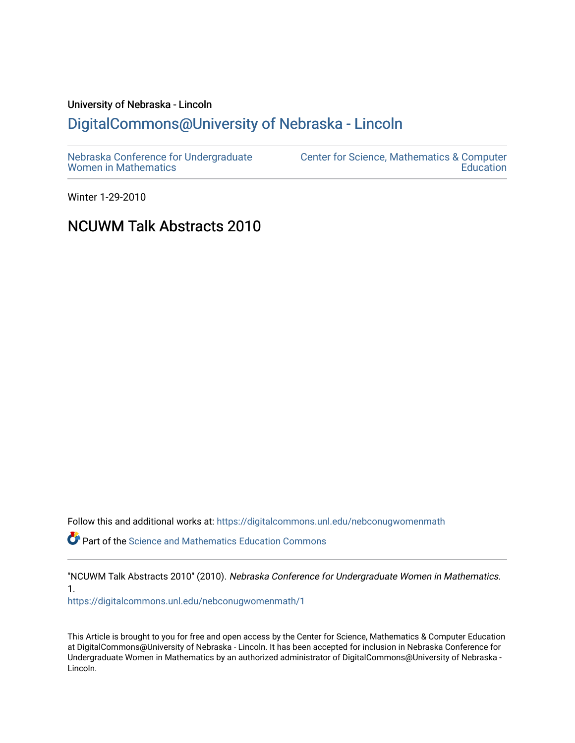University of Nebraska - Lincoln

## DigitalCommons@University of Nebraska - Lincoln

Nebraska Conference for Undergraduate Women in Mathematics

Center for Science, Mathematics & Computer Education

Winter 1-29-2010

# NCUWM Talk Abstracts 2010

Follow this and additional works at: https://digitalcommons.unl.edu/nebconugwomenmath

Part of the Science and Mathematics Education Commons

"NCUWM Talk Abstracts 2010" (2010). *Nebraska Conference for Undergraduate Women in Mathematics*. 1.
https://digitalcommons.unl.edu/nebconugwomenmath/1

This Article is brought to you for free and open access by the Center for Science, Mathematics & Computer Education at DigitalCommons@University of Nebraska - Lincoln. It has been accepted for inclusion in Nebraska Conference for Undergraduate Women in Mathematics by an authorized administrator of DigitalCommons@University of Nebraska - Lincoln.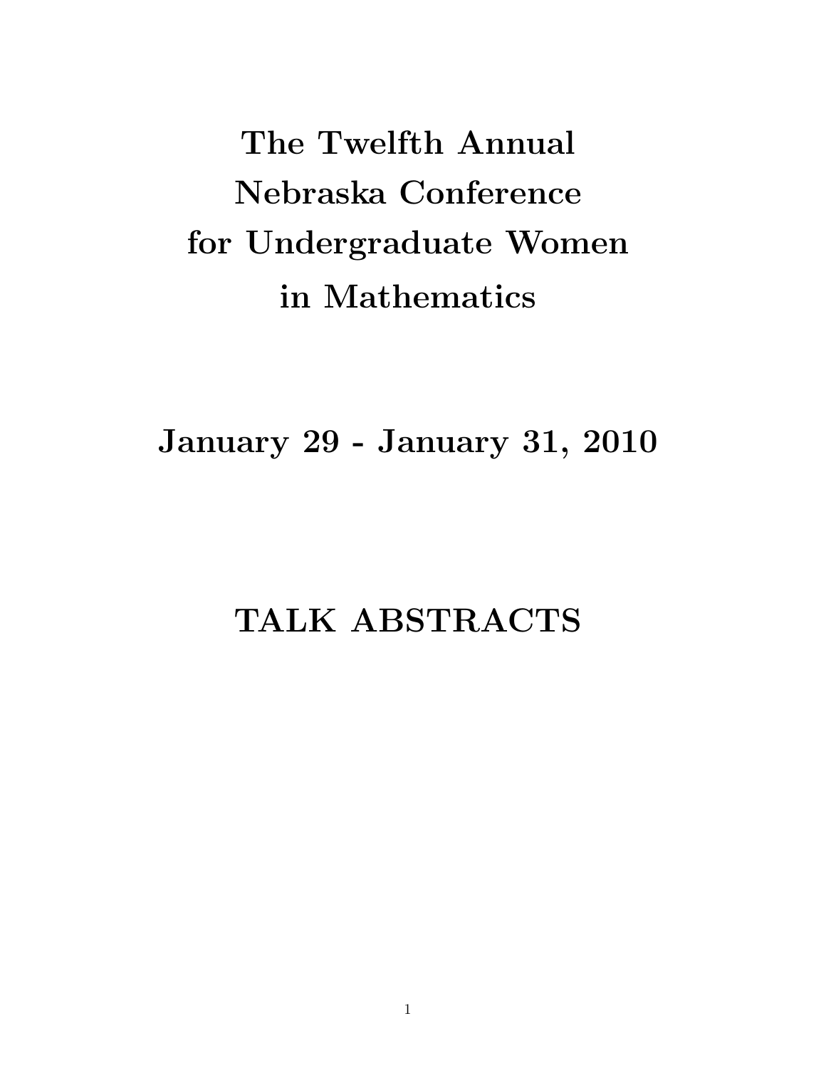# The Twelfth Annual Nebraska Conference for Undergraduate Women in Mathematics

## January 29 - January 31, 2010

## TALK ABSTRACTS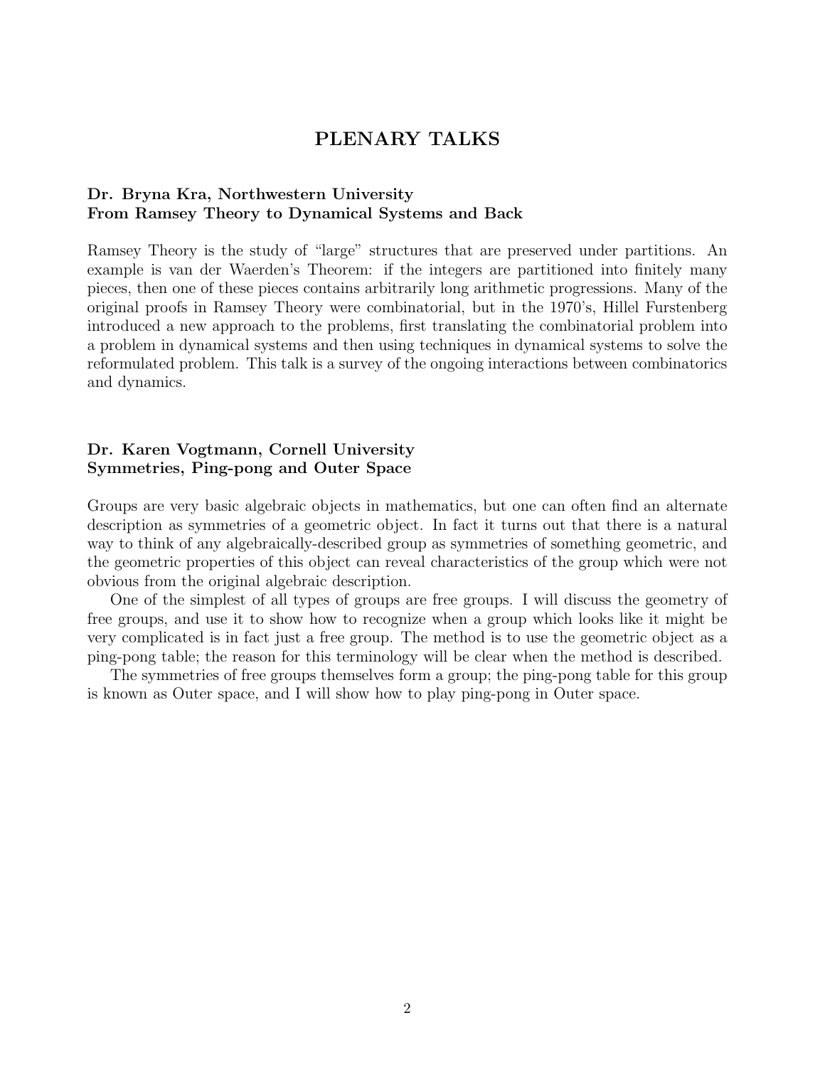# PLENARY TALKS

**Dr. Bryna Kra, Northwestern University**
**From Ramsey Theory to Dynamical Systems and Back**

Ramsey Theory is the study of "large" structures that are preserved under partitions. An example is van der Waerden's Theorem: if the integers are partitioned into finitely many pieces, then one of these pieces contains arbitrarily long arithmetic progressions. Many of the original proofs in Ramsey Theory were combinatorial, but in the 1970's, Hillel Furstenberg introduced a new approach to the problems, first translating the combinatorial problem into a problem in dynamical systems and then using techniques in dynamical systems to solve the reformulated problem. This talk is a survey of the ongoing interactions between combinatorics and dynamics.

**Dr. Karen Vogtmann, Cornell University**
**Symmetries, Ping-pong and Outer Space**

Groups are very basic algebraic objects in mathematics, but one can often find an alternate description as symmetries of a geometric object. In fact it turns out that there is a natural way to think of any algebraically-described group as symmetries of something geometric, and the geometric properties of this object can reveal characteristics of the group which were not obvious from the original algebraic description.

One of the simplest of all types of groups are free groups. I will discuss the geometry of free groups, and use it to show how to recognize when a group which looks like it might be very complicated is in fact just a free group. The method is to use the geometric object as a ping-pong table; the reason for this terminology will be clear when the method is described.

The symmetries of free groups themselves form a group; the ping-pong table for this group is known as Outer space, and I will show how to play ping-pong in Outer space.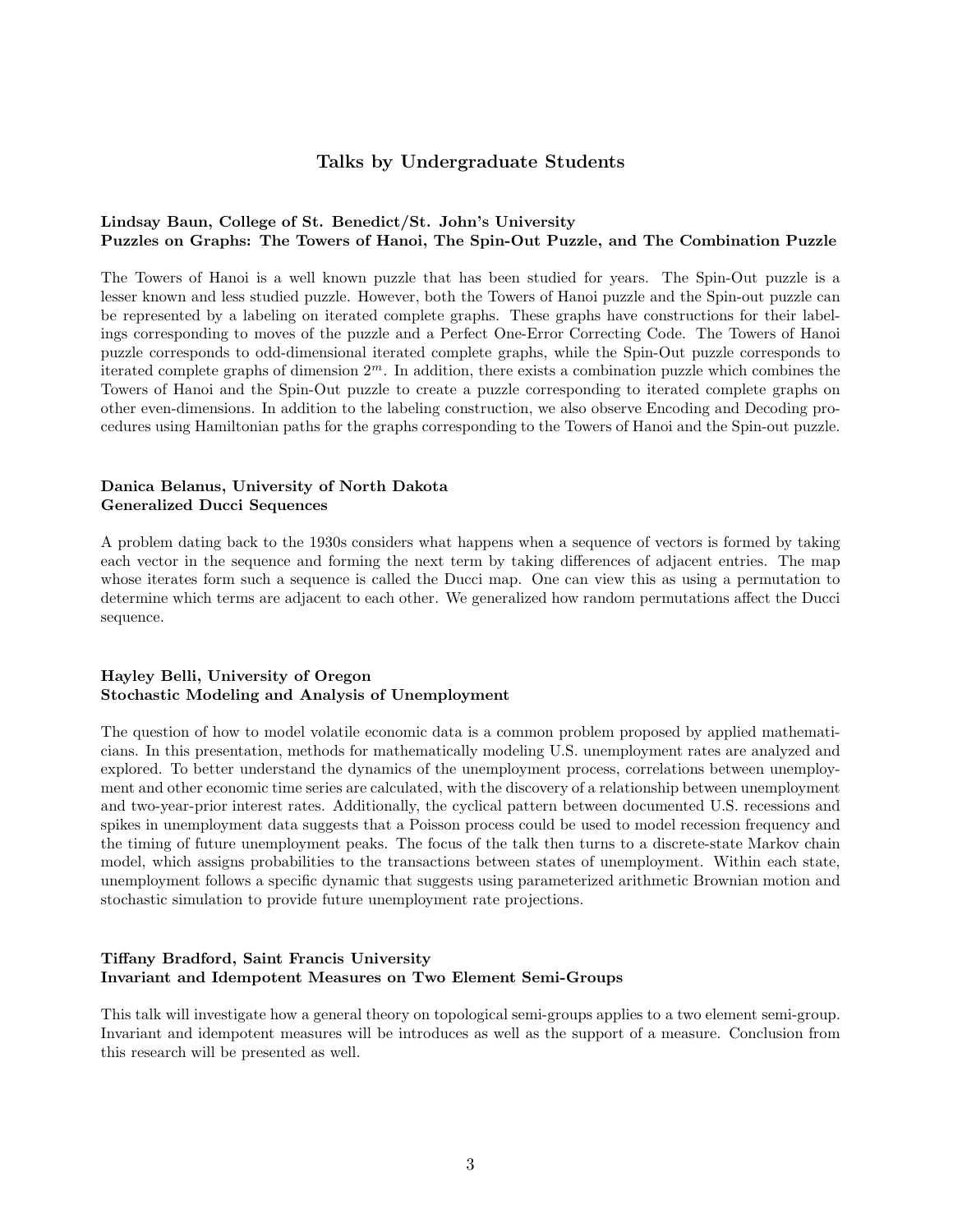## Talks by Undergraduate Students

**Lindsay Baun, College of St. Benedict/St. John's University**
**Puzzles on Graphs: The Towers of Hanoi, The Spin-Out Puzzle, and The Combination Puzzle**

The Towers of Hanoi is a well known puzzle that has been studied for years. The Spin-Out puzzle is a lesser known and less studied puzzle. However, both the Towers of Hanoi puzzle and the Spin-out puzzle can be represented by a labeling on iterated complete graphs. These graphs have constructions for their labelings corresponding to moves of the puzzle and a Perfect One-Error Correcting Code. The Towers of Hanoi puzzle corresponds to odd-dimensional iterated complete graphs, while the Spin-Out puzzle corresponds to iterated complete graphs of dimension $2^m$. In addition, there exists a combination puzzle which combines the Towers of Hanoi and the Spin-Out puzzle to create a puzzle corresponding to iterated complete graphs on other even-dimensions. In addition to the labeling construction, we also observe Encoding and Decoding procedures using Hamiltonian paths for the graphs corresponding to the Towers of Hanoi and the Spin-out puzzle.

**Danica Belanus, University of North Dakota**
**Generalized Ducci Sequences**

A problem dating back to the 1930s considers what happens when a sequence of vectors is formed by taking each vector in the sequence and forming the next term by taking differences of adjacent entries. The map whose iterates form such a sequence is called the Ducci map. One can view this as using a permutation to determine which terms are adjacent to each other. We generalized how random permutations affect the Ducci sequence.

**Hayley Belli, University of Oregon**
**Stochastic Modeling and Analysis of Unemployment**

The question of how to model volatile economic data is a common problem proposed by applied mathematicians. In this presentation, methods for mathematically modeling U.S. unemployment rates are analyzed and explored. To better understand the dynamics of the unemployment process, correlations between unemployment and other economic time series are calculated, with the discovery of a relationship between unemployment and two-year-prior interest rates. Additionally, the cyclical pattern between documented U.S. recessions and spikes in unemployment data suggests that a Poisson process could be used to model recession frequency and the timing of future unemployment peaks. The focus of the talk then turns to a discrete-state Markov chain model, which assigns probabilities to the transactions between states of unemployment. Within each state, unemployment follows a specific dynamic that suggests using parameterized arithmetic Brownian motion and stochastic simulation to provide future unemployment rate projections.

**Tiffany Bradford, Saint Francis University**
**Invariant and Idempotent Measures on Two Element Semi-Groups**

This talk will investigate how a general theory on topological semi-groups applies to a two element semi-group. Invariant and idempotent measures will be introduces as well as the support of a measure. Conclusion from this research will be presented as well.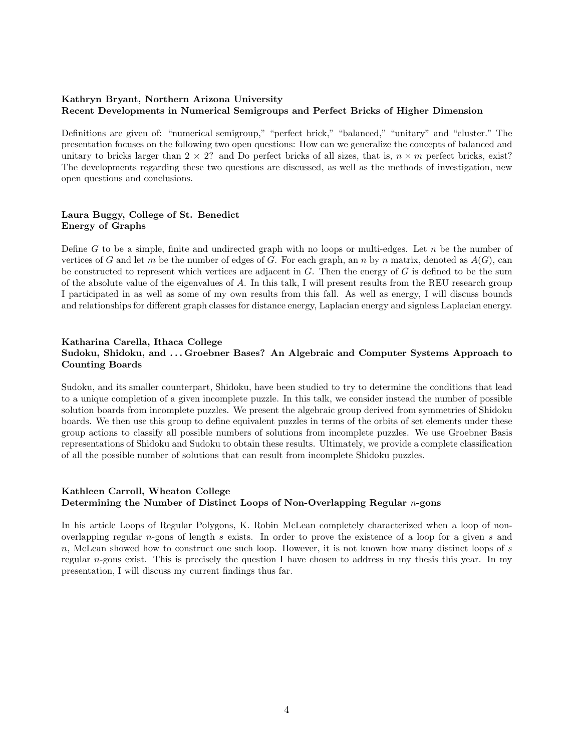**Kathryn Bryant, Northern Arizona University**
**Recent Developments in Numerical Semigroups and Perfect Bricks of Higher Dimension**

Definitions are given of: "numerical semigroup," "perfect brick," "balanced," "unitary" and "cluster." The presentation focuses on the following two open questions: How can we generalize the concepts of balanced and unitary to bricks larger than $2 \times 2$? and Do perfect bricks of all sizes, that is, $n \times m$ perfect bricks, exist? The developments regarding these two questions are discussed, as well as the methods of investigation, new open questions and conclusions.

**Laura Buggy, College of St. Benedict**
**Energy of Graphs**

Define $G$ to be a simple, finite and undirected graph with no loops or multi-edges. Let $n$ be the number of vertices of $G$ and let $m$ be the number of edges of $G$. For each graph, an $n$ by $n$ matrix, denoted as $A(G)$, can be constructed to represent which vertices are adjacent in $G$. Then the energy of $G$ is defined to be the sum of the absolute value of the eigenvalues of $A$. In this talk, I will present results from the REU research group I participated in as well as some of my own results from this fall. As well as energy, I will discuss bounds and relationships for different graph classes for distance energy, Laplacian energy and signless Laplacian energy.

**Katharina Carella, Ithaca College**
**Sudoku, Shidoku, and . . . Groebner Bases? An Algebraic and Computer Systems Approach to Counting Boards**

Sudoku, and its smaller counterpart, Shidoku, have been studied to try to determine the conditions that lead to a unique completion of a given incomplete puzzle. In this talk, we consider instead the number of possible solution boards from incomplete puzzles. We present the algebraic group derived from symmetries of Shidoku boards. We then use this group to define equivalent puzzles in terms of the orbits of set elements under these group actions to classify all possible numbers of solutions from incomplete puzzles. We use Groebner Basis representations of Shidoku and Sudoku to obtain these results. Ultimately, we provide a complete classification of all the possible number of solutions that can result from incomplete Shidoku puzzles.

**Kathleen Carroll, Wheaton College**
**Determining the Number of Distinct Loops of Non-Overlapping Regular $n$-gons**

In his article Loops of Regular Polygons, K. Robin McLean completely characterized when a loop of non-overlapping regular $n$-gons of length $s$ exists. In order to prove the existence of a loop for a given $s$ and $n$, McLean showed how to construct one such loop. However, it is not known how many distinct loops of $s$ regular $n$-gons exist. This is precisely the question I have chosen to address in my thesis this year. In my presentation, I will discuss my current findings thus far.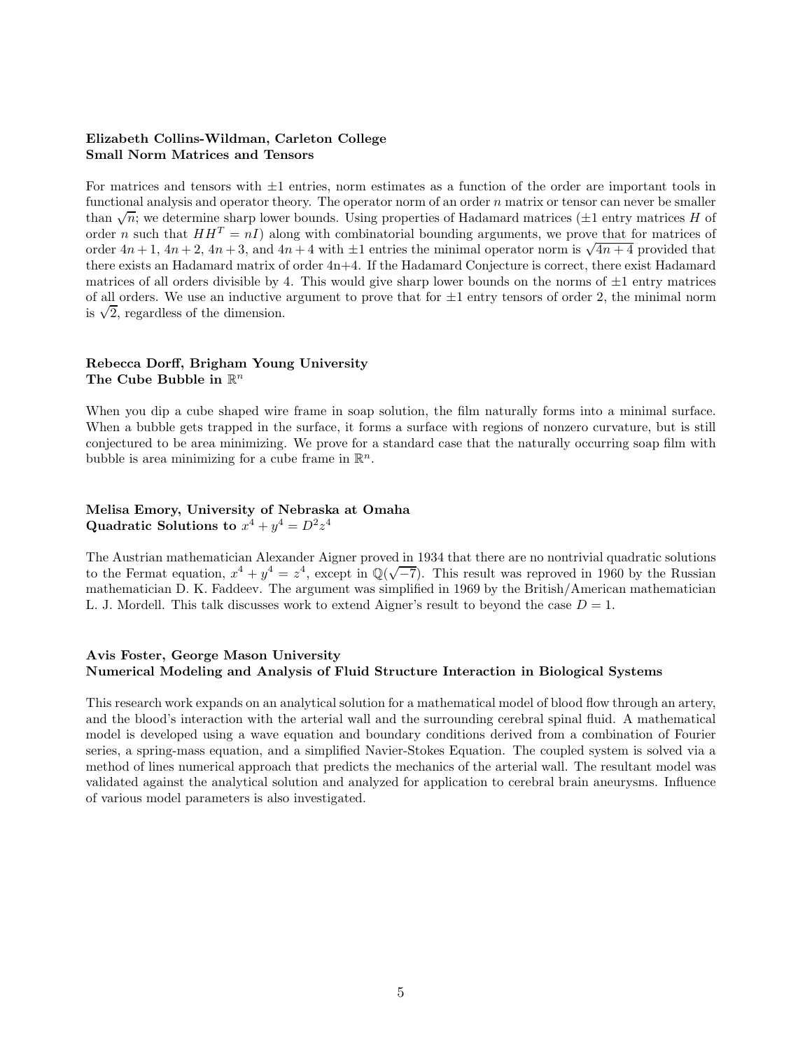**Elizabeth Collins-Wildman, Carleton College**
**Small Norm Matrices and Tensors**

For matrices and tensors with $\pm 1$ entries, norm estimates as a function of the order are important tools in functional analysis and operator theory. The operator norm of an order $n$ matrix or tensor can never be smaller than $\sqrt{n}$; we determine sharp lower bounds. Using properties of Hadamard matrices ($\pm 1$ entry matrices $H$ of order $n$ such that $HH^T = nI$) along with combinatorial bounding arguments, we prove that for matrices of order $4n+1$, $4n+2$, $4n+3$, and $4n+4$ with $\pm 1$ entries the minimal operator norm is $\sqrt{4n+4}$ provided that there exists an Hadamard matrix of order 4n+4. If the Hadamard Conjecture is correct, there exist Hadamard matrices of all orders divisible by 4. This would give sharp lower bounds on the norms of $\pm 1$ entry matrices of all orders. We use an inductive argument to prove that for $\pm 1$ entry tensors of order 2, the minimal norm is $\sqrt{2}$, regardless of the dimension.

**Rebecca Dorff, Brigham Young University**
**The Cube Bubble in $\mathbb{R}^n$**

When you dip a cube shaped wire frame in soap solution, the film naturally forms into a minimal surface. When a bubble gets trapped in the surface, it forms a surface with regions of nonzero curvature, but is still conjectured to be area minimizing. We prove for a standard case that the naturally occurring soap film with bubble is area minimizing for a cube frame in $\mathbb{R}^n$.

**Melisa Emory, University of Nebraska at Omaha**
**Quadratic Solutions to $x^4 + y^4 = D^2z^4$**

The Austrian mathematician Alexander Aigner proved in 1934 that there are no nontrivial quadratic solutions to the Fermat equation, $x^4 + y^4 = z^4$, except in $\mathbb{Q}(\sqrt{-7})$. This result was reproved in 1960 by the Russian mathematician D. K. Faddeev. The argument was simplified in 1969 by the British/American mathematician L. J. Mordell. This talk discusses work to extend Aigner's result to beyond the case $D = 1$.

**Avis Foster, George Mason University**
**Numerical Modeling and Analysis of Fluid Structure Interaction in Biological Systems**

This research work expands on an analytical solution for a mathematical model of blood flow through an artery, and the blood's interaction with the arterial wall and the surrounding cerebral spinal fluid. A mathematical model is developed using a wave equation and boundary conditions derived from a combination of Fourier series, a spring-mass equation, and a simplified Navier-Stokes Equation. The coupled system is solved via a method of lines numerical approach that predicts the mechanics of the arterial wall. The resultant model was validated against the analytical solution and analyzed for application to cerebral brain aneurysms. Influence of various model parameters is also investigated.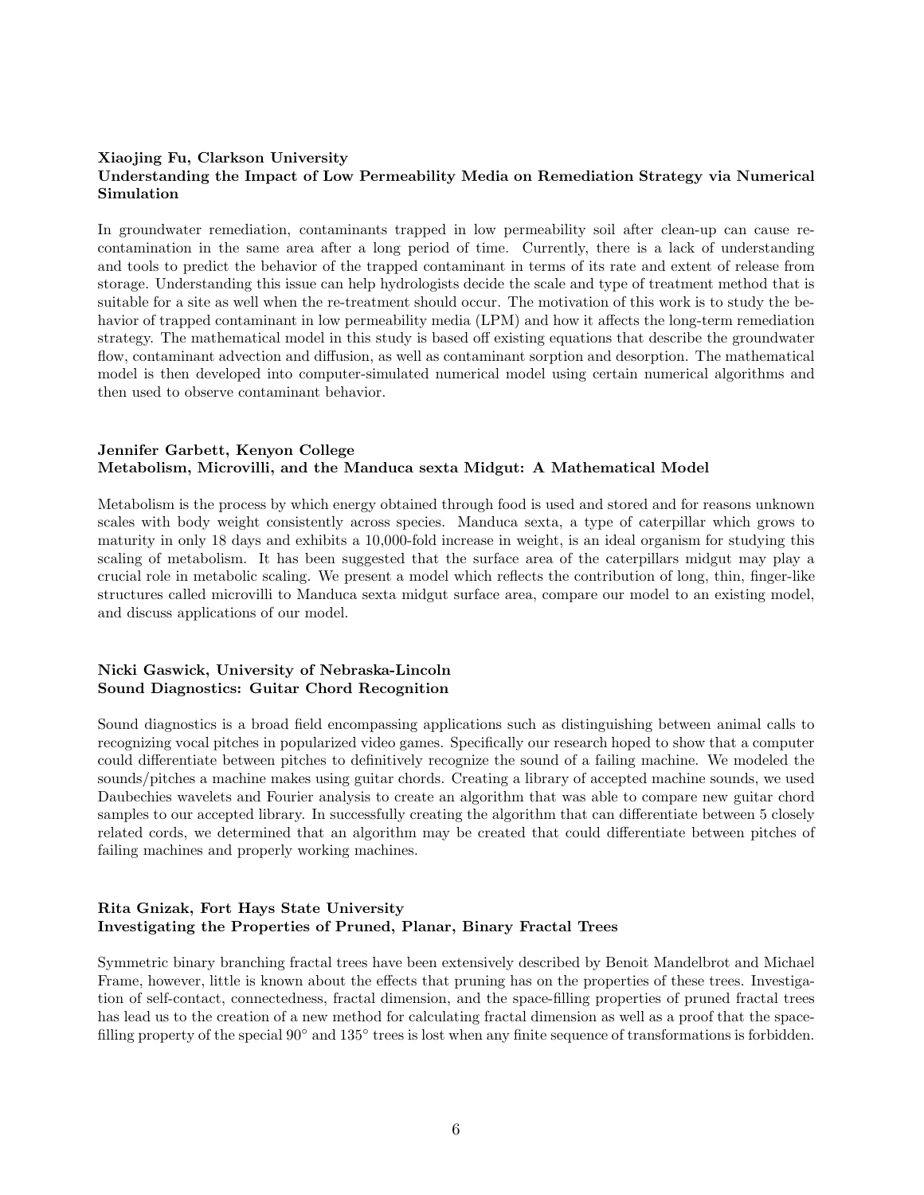**Xiaojing Fu, Clarkson University**
**Understanding the Impact of Low Permeability Media on Remediation Strategy via Numerical Simulation**

In groundwater remediation, contaminants trapped in low permeability soil after clean-up can cause re-contamination in the same area after a long period of time. Currently, there is a lack of understanding and tools to predict the behavior of the trapped contaminant in terms of its rate and extent of release from storage. Understanding this issue can help hydrologists decide the scale and type of treatment method that is suitable for a site as well when the re-treatment should occur. The motivation of this work is to study the behavior of trapped contaminant in low permeability media (LPM) and how it affects the long-term remediation strategy. The mathematical model in this study is based off existing equations that describe the groundwater flow, contaminant advection and diffusion, as well as contaminant sorption and desorption. The mathematical model is then developed into computer-simulated numerical model using certain numerical algorithms and then used to observe contaminant behavior.

**Jennifer Garbett, Kenyon College**
**Metabolism, Microvilli, and the Manduca sexta Midgut: A Mathematical Model**

Metabolism is the process by which energy obtained through food is used and stored and for reasons unknown scales with body weight consistently across species. Manduca sexta, a type of caterpillar which grows to maturity in only 18 days and exhibits a 10,000-fold increase in weight, is an ideal organism for studying this scaling of metabolism. It has been suggested that the surface area of the caterpillars midgut may play a crucial role in metabolic scaling. We present a model which reflects the contribution of long, thin, finger-like structures called microvilli to Manduca sexta midgut surface area, compare our model to an existing model, and discuss applications of our model.

**Nicki Gaswick, University of Nebraska-Lincoln**
**Sound Diagnostics: Guitar Chord Recognition**

Sound diagnostics is a broad field encompassing applications such as distinguishing between animal calls to recognizing vocal pitches in popularized video games. Specifically our research hoped to show that a computer could differentiate between pitches to definitively recognize the sound of a failing machine. We modeled the sounds/pitches a machine makes using guitar chords. Creating a library of accepted machine sounds, we used Daubechies wavelets and Fourier analysis to create an algorithm that was able to compare new guitar chord samples to our accepted library. In successfully creating the algorithm that can differentiate between 5 closely related cords, we determined that an algorithm may be created that could differentiate between pitches of failing machines and properly working machines.

**Rita Gnizak, Fort Hays State University**
**Investigating the Properties of Pruned, Planar, Binary Fractal Trees**

Symmetric binary branching fractal trees have been extensively described by Benoit Mandelbrot and Michael Frame, however, little is known about the effects that pruning has on the properties of these trees. Investigation of self-contact, connectedness, fractal dimension, and the space-filling properties of pruned fractal trees has lead us to the creation of a new method for calculating fractal dimension as well as a proof that the space-filling property of the special $90^\circ$ and $135^\circ$ trees is lost when any finite sequence of transformations is forbidden.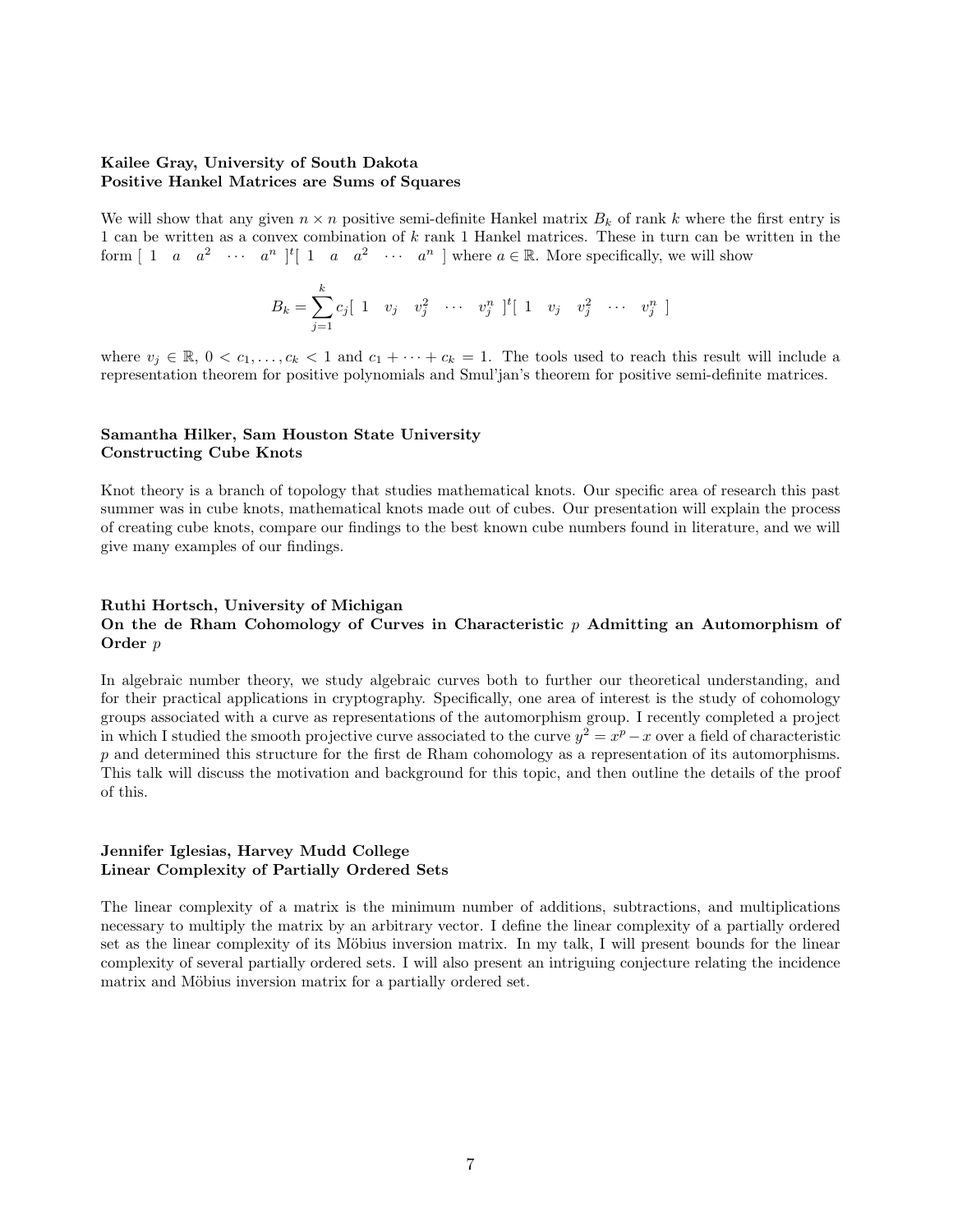**Kailee Gray, University of South Dakota**
**Positive Hankel Matrices are Sums of Squares**

We will show that any given $n \times n$ positive semi-definite Hankel matrix $B_k$ of rank $k$ where the first entry is 1 can be written as a convex combination of $k$ rank 1 Hankel matrices. These in turn can be written in the form $[\ 1 \quad a \quad a^2 \quad \cdots \quad a^n\ ]^t[\ 1 \quad a \quad a^2 \quad \cdots \quad a^n\ ]$ where $a \in \mathbb{R}$. More specifically, we will show

$$B_k = \sum_{j=1}^{k} c_j [\ 1 \quad v_j \quad v_j^2 \quad \cdots \quad v_j^n\ ]^t [\ 1 \quad v_j \quad v_j^2 \quad \cdots \quad v_j^n\ ]$$

where $v_j \in \mathbb{R}$, $0 < c_1, \ldots, c_k < 1$ and $c_1 + \cdots + c_k = 1$. The tools used to reach this result will include a representation theorem for positive polynomials and Smul'jan's theorem for positive semi-definite matrices.

**Samantha Hilker, Sam Houston State University**
**Constructing Cube Knots**

Knot theory is a branch of topology that studies mathematical knots. Our specific area of research this past summer was in cube knots, mathematical knots made out of cubes. Our presentation will explain the process of creating cube knots, compare our findings to the best known cube numbers found in literature, and we will give many examples of our findings.

**Ruthi Hortsch, University of Michigan**
**On the de Rham Cohomology of Curves in Characteristic $p$ Admitting an Automorphism of Order $p$**

In algebraic number theory, we study algebraic curves both to further our theoretical understanding, and for their practical applications in cryptography. Specifically, one area of interest is the study of cohomology groups associated with a curve as representations of the automorphism group. I recently completed a project in which I studied the smooth projective curve associated to the curve $y^2 = x^p - x$ over a field of characteristic $p$ and determined this structure for the first de Rham cohomology as a representation of its automorphisms. This talk will discuss the motivation and background for this topic, and then outline the details of the proof of this.

**Jennifer Iglesias, Harvey Mudd College**
**Linear Complexity of Partially Ordered Sets**

The linear complexity of a matrix is the minimum number of additions, subtractions, and multiplications necessary to multiply the matrix by an arbitrary vector. I define the linear complexity of a partially ordered set as the linear complexity of its Möbius inversion matrix. In my talk, I will present bounds for the linear complexity of several partially ordered sets. I will also present an intriguing conjecture relating the incidence matrix and Möbius inversion matrix for a partially ordered set.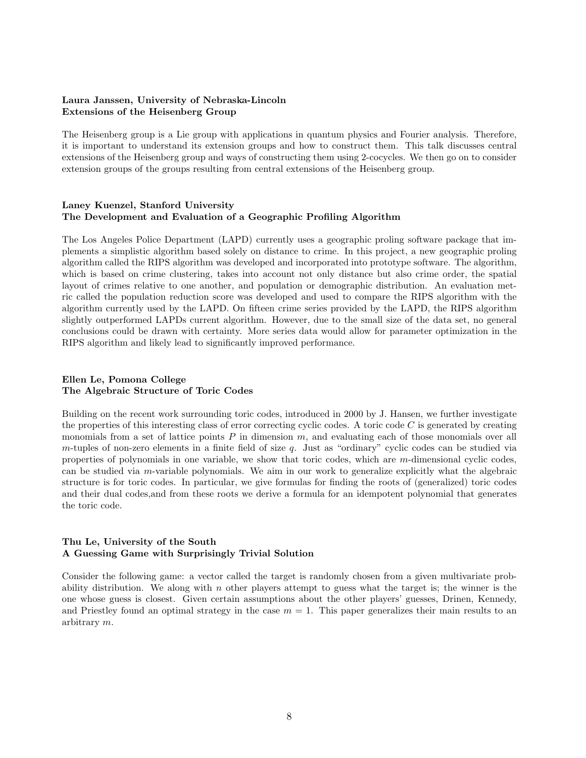**Laura Janssen, University of Nebraska-Lincoln**
**Extensions of the Heisenberg Group**

The Heisenberg group is a Lie group with applications in quantum physics and Fourier analysis. Therefore, it is important to understand its extension groups and how to construct them. This talk discusses central extensions of the Heisenberg group and ways of constructing them using 2-cocycles. We then go on to consider extension groups of the groups resulting from central extensions of the Heisenberg group.

**Laney Kuenzel, Stanford University**
**The Development and Evaluation of a Geographic Profiling Algorithm**

The Los Angeles Police Department (LAPD) currently uses a geographic proling software package that implements a simplistic algorithm based solely on distance to crime. In this project, a new geographic proling algorithm called the RIPS algorithm was developed and incorporated into prototype software. The algorithm, which is based on crime clustering, takes into account not only distance but also crime order, the spatial layout of crimes relative to one another, and population or demographic distribution. An evaluation metric called the population reduction score was developed and used to compare the RIPS algorithm with the algorithm currently used by the LAPD. On fifteen crime series provided by the LAPD, the RIPS algorithm slightly outperformed LAPDs current algorithm. However, due to the small size of the data set, no general conclusions could be drawn with certainty. More series data would allow for parameter optimization in the RIPS algorithm and likely lead to significantly improved performance.

**Ellen Le, Pomona College**
**The Algebraic Structure of Toric Codes**

Building on the recent work surrounding toric codes, introduced in 2000 by J. Hansen, we further investigate the properties of this interesting class of error correcting cyclic codes. A toric code $C$ is generated by creating monomials from a set of lattice points $P$ in dimension $m$, and evaluating each of those monomials over all $m$-tuples of non-zero elements in a finite field of size $q$. Just as "ordinary" cyclic codes can be studied via properties of polynomials in one variable, we show that toric codes, which are $m$-dimensional cyclic codes, can be studied via $m$-variable polynomials. We aim in our work to generalize explicitly what the algebraic structure is for toric codes. In particular, we give formulas for finding the roots of (generalized) toric codes and their dual codes,and from these roots we derive a formula for an idempotent polynomial that generates the toric code.

**Thu Le, University of the South**
**A Guessing Game with Surprisingly Trivial Solution**

Consider the following game: a vector called the target is randomly chosen from a given multivariate probability distribution. We along with $n$ other players attempt to guess what the target is; the winner is the one whose guess is closest. Given certain assumptions about the other players' guesses, Drinen, Kennedy, and Priestley found an optimal strategy in the case $m = 1$. This paper generalizes their main results to an arbitrary $m$.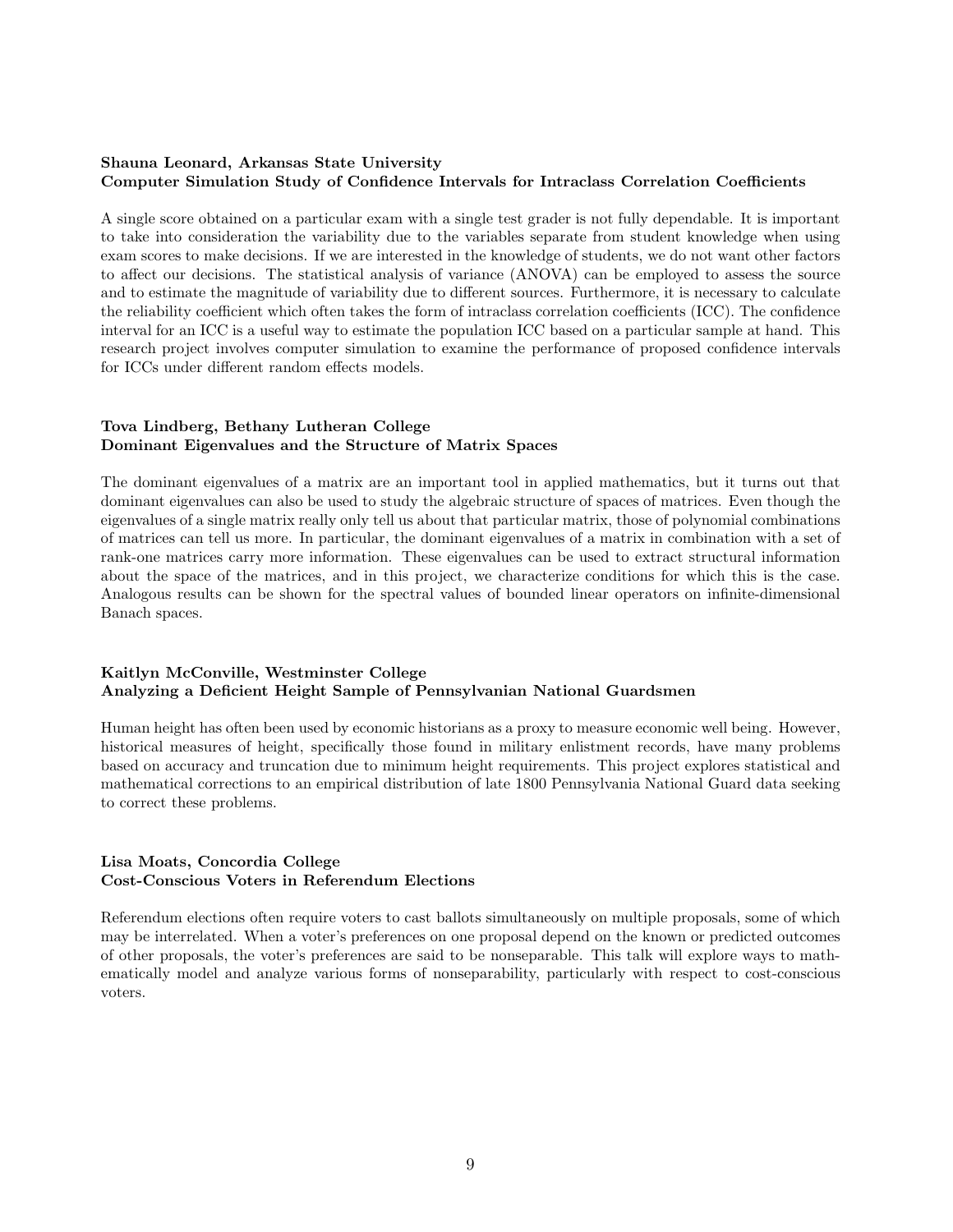**Shauna Leonard, Arkansas State University**
**Computer Simulation Study of Confidence Intervals for Intraclass Correlation Coefficients**

A single score obtained on a particular exam with a single test grader is not fully dependable. It is important to take into consideration the variability due to the variables separate from student knowledge when using exam scores to make decisions. If we are interested in the knowledge of students, we do not want other factors to affect our decisions. The statistical analysis of variance (ANOVA) can be employed to assess the source and to estimate the magnitude of variability due to different sources. Furthermore, it is necessary to calculate the reliability coefficient which often takes the form of intraclass correlation coefficients (ICC). The confidence interval for an ICC is a useful way to estimate the population ICC based on a particular sample at hand. This research project involves computer simulation to examine the performance of proposed confidence intervals for ICCs under different random effects models.

**Tova Lindberg, Bethany Lutheran College**
**Dominant Eigenvalues and the Structure of Matrix Spaces**

The dominant eigenvalues of a matrix are an important tool in applied mathematics, but it turns out that dominant eigenvalues can also be used to study the algebraic structure of spaces of matrices. Even though the eigenvalues of a single matrix really only tell us about that particular matrix, those of polynomial combinations of matrices can tell us more. In particular, the dominant eigenvalues of a matrix in combination with a set of rank-one matrices carry more information. These eigenvalues can be used to extract structural information about the space of the matrices, and in this project, we characterize conditions for which this is the case. Analogous results can be shown for the spectral values of bounded linear operators on infinite-dimensional Banach spaces.

**Kaitlyn McConville, Westminster College**
**Analyzing a Deficient Height Sample of Pennsylvanian National Guardsmen**

Human height has often been used by economic historians as a proxy to measure economic well being. However, historical measures of height, specifically those found in military enlistment records, have many problems based on accuracy and truncation due to minimum height requirements. This project explores statistical and mathematical corrections to an empirical distribution of late 1800 Pennsylvania National Guard data seeking to correct these problems.

**Lisa Moats, Concordia College**
**Cost-Conscious Voters in Referendum Elections**

Referendum elections often require voters to cast ballots simultaneously on multiple proposals, some of which may be interrelated. When a voter's preferences on one proposal depend on the known or predicted outcomes of other proposals, the voter's preferences are said to be nonseparable. This talk will explore ways to mathematically model and analyze various forms of nonseparability, particularly with respect to cost-conscious voters.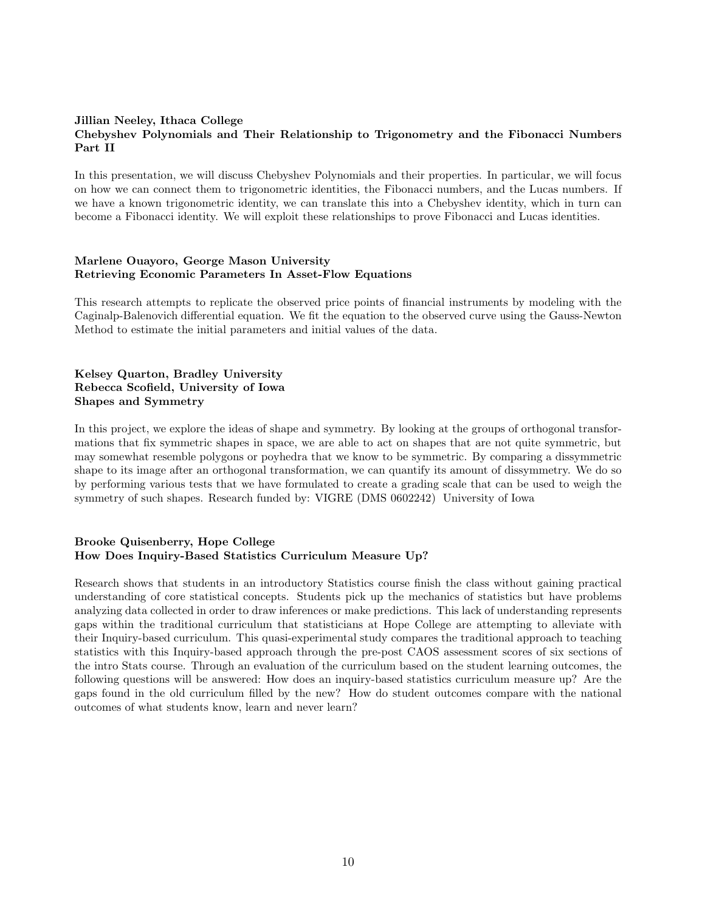**Jillian Neeley, Ithaca College**
**Chebyshev Polynomials and Their Relationship to Trigonometry and the Fibonacci Numbers Part II**

In this presentation, we will discuss Chebyshev Polynomials and their properties. In particular, we will focus on how we can connect them to trigonometric identities, the Fibonacci numbers, and the Lucas numbers. If we have a known trigonometric identity, we can translate this into a Chebyshev identity, which in turn can become a Fibonacci identity. We will exploit these relationships to prove Fibonacci and Lucas identities.

**Marlene Ouayoro, George Mason University**
**Retrieving Economic Parameters In Asset-Flow Equations**

This research attempts to replicate the observed price points of financial instruments by modeling with the Caginalp-Balenovich differential equation. We fit the equation to the observed curve using the Gauss-Newton Method to estimate the initial parameters and initial values of the data.

**Kelsey Quarton, Bradley University**
**Rebecca Scofield, University of Iowa**
**Shapes and Symmetry**

In this project, we explore the ideas of shape and symmetry. By looking at the groups of orthogonal transformations that fix symmetric shapes in space, we are able to act on shapes that are not quite symmetric, but may somewhat resemble polygons or poyhedra that we know to be symmetric. By comparing a dissymmetric shape to its image after an orthogonal transformation, we can quantify its amount of dissymmetry. We do so by performing various tests that we have formulated to create a grading scale that can be used to weigh the symmetry of such shapes. Research funded by: VIGRE (DMS 0602242) University of Iowa

**Brooke Quisenberry, Hope College**
**How Does Inquiry-Based Statistics Curriculum Measure Up?**

Research shows that students in an introductory Statistics course finish the class without gaining practical understanding of core statistical concepts. Students pick up the mechanics of statistics but have problems analyzing data collected in order to draw inferences or make predictions. This lack of understanding represents gaps within the traditional curriculum that statisticians at Hope College are attempting to alleviate with their Inquiry-based curriculum. This quasi-experimental study compares the traditional approach to teaching statistics with this Inquiry-based approach through the pre-post CAOS assessment scores of six sections of the intro Stats course. Through an evaluation of the curriculum based on the student learning outcomes, the following questions will be answered: How does an inquiry-based statistics curriculum measure up? Are the gaps found in the old curriculum filled by the new? How do student outcomes compare with the national outcomes of what students know, learn and never learn?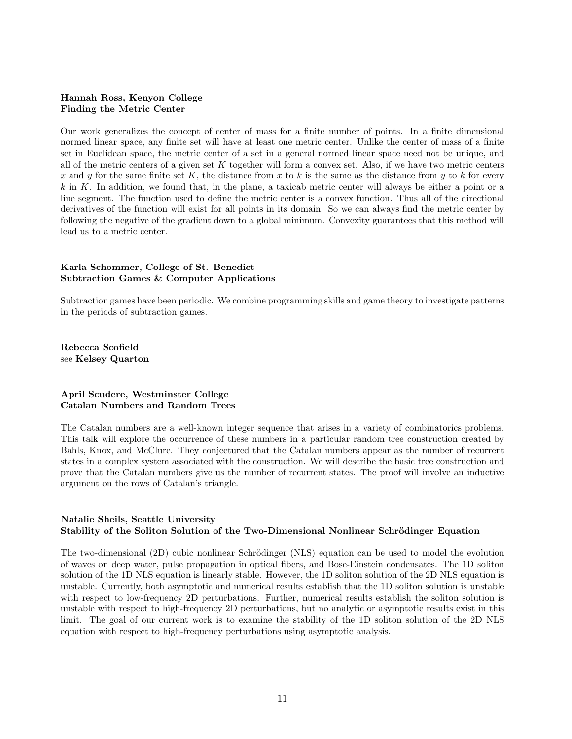**Hannah Ross, Kenyon College**
**Finding the Metric Center**

Our work generalizes the concept of center of mass for a finite number of points. In a finite dimensional normed linear space, any finite set will have at least one metric center. Unlike the center of mass of a finite set in Euclidean space, the metric center of a set in a general normed linear space need not be unique, and all of the metric centers of a given set $K$ together will form a convex set. Also, if we have two metric centers $x$ and $y$ for the same finite set $K$, the distance from $x$ to $k$ is the same as the distance from $y$ to $k$ for every $k$ in $K$. In addition, we found that, in the plane, a taxicab metric center will always be either a point or a line segment. The function used to define the metric center is a convex function. Thus all of the directional derivatives of the function will exist for all points in its domain. So we can always find the metric center by following the negative of the gradient down to a global minimum. Convexity guarantees that this method will lead us to a metric center.

**Karla Schommer, College of St. Benedict**
**Subtraction Games & Computer Applications**

Subtraction games have been periodic. We combine programming skills and game theory to investigate patterns in the periods of subtraction games.

**Rebecca Scofield**
see **Kelsey Quarton**

**April Scudere, Westminster College**
**Catalan Numbers and Random Trees**

The Catalan numbers are a well-known integer sequence that arises in a variety of combinatorics problems. This talk will explore the occurrence of these numbers in a particular random tree construction created by Bahls, Knox, and McClure. They conjectured that the Catalan numbers appear as the number of recurrent states in a complex system associated with the construction. We will describe the basic tree construction and prove that the Catalan numbers give us the number of recurrent states. The proof will involve an inductive argument on the rows of Catalan's triangle.

**Natalie Sheils, Seattle University**
**Stability of the Soliton Solution of the Two-Dimensional Nonlinear Schrödinger Equation**

The two-dimensional (2D) cubic nonlinear Schrödinger (NLS) equation can be used to model the evolution of waves on deep water, pulse propagation in optical fibers, and Bose-Einstein condensates. The 1D soliton solution of the 1D NLS equation is linearly stable. However, the 1D soliton solution of the 2D NLS equation is unstable. Currently, both asymptotic and numerical results establish that the 1D soliton solution is unstable with respect to low-frequency 2D perturbations. Further, numerical results establish the soliton solution is unstable with respect to high-frequency 2D perturbations, but no analytic or asymptotic results exist in this limit. The goal of our current work is to examine the stability of the 1D soliton solution of the 2D NLS equation with respect to high-frequency perturbations using asymptotic analysis.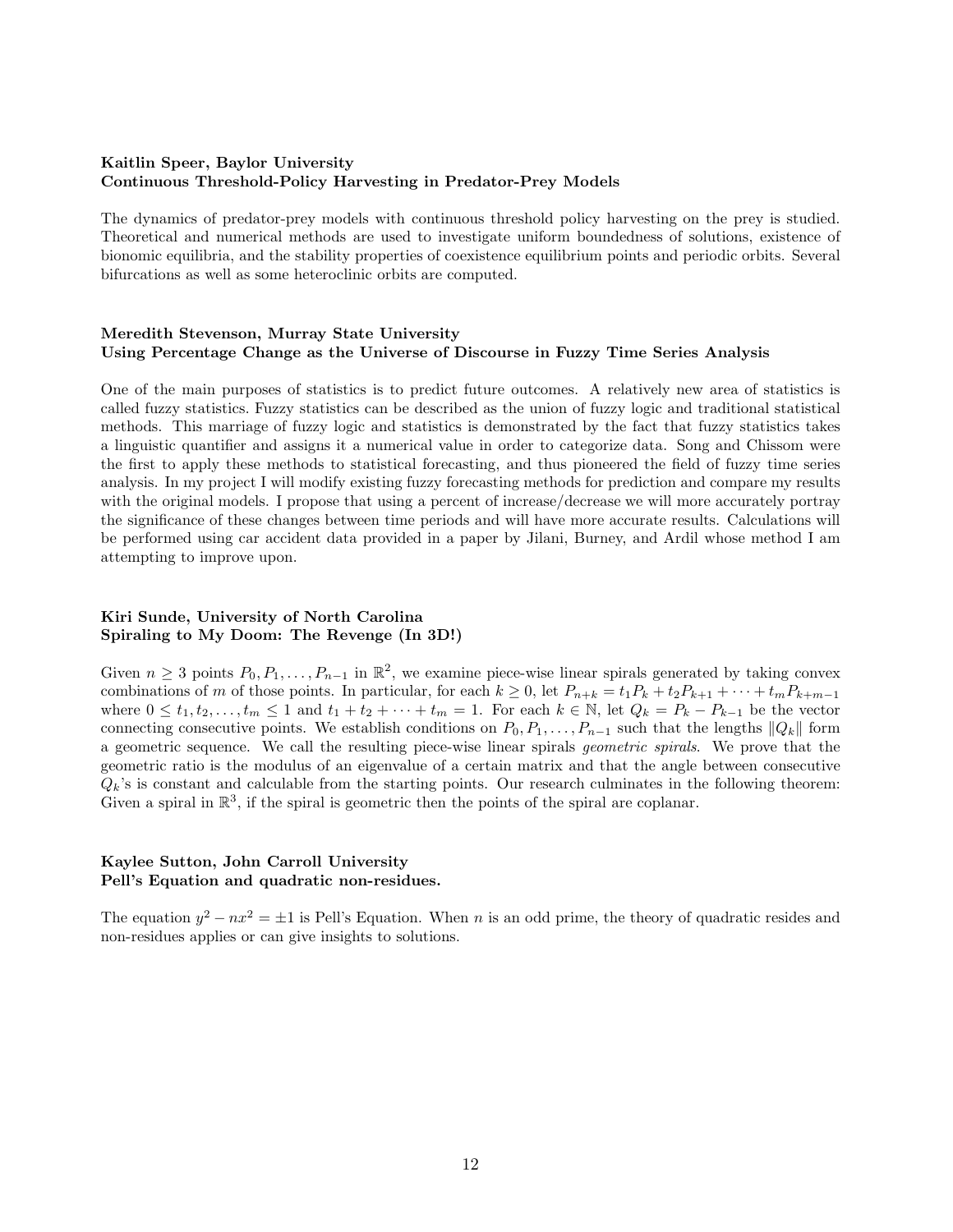**Kaitlin Speer, Baylor University**
**Continuous Threshold-Policy Harvesting in Predator-Prey Models**

The dynamics of predator-prey models with continuous threshold policy harvesting on the prey is studied. Theoretical and numerical methods are used to investigate uniform boundedness of solutions, existence of bionomic equilibria, and the stability properties of coexistence equilibrium points and periodic orbits. Several bifurcations as well as some heteroclinic orbits are computed.

**Meredith Stevenson, Murray State University**
**Using Percentage Change as the Universe of Discourse in Fuzzy Time Series Analysis**

One of the main purposes of statistics is to predict future outcomes. A relatively new area of statistics is called fuzzy statistics. Fuzzy statistics can be described as the union of fuzzy logic and traditional statistical methods. This marriage of fuzzy logic and statistics is demonstrated by the fact that fuzzy statistics takes a linguistic quantifier and assigns it a numerical value in order to categorize data. Song and Chissom were the first to apply these methods to statistical forecasting, and thus pioneered the field of fuzzy time series analysis. In my project I will modify existing fuzzy forecasting methods for prediction and compare my results with the original models. I propose that using a percent of increase/decrease we will more accurately portray the significance of these changes between time periods and will have more accurate results. Calculations will be performed using car accident data provided in a paper by Jilani, Burney, and Ardil whose method I am attempting to improve upon.

**Kiri Sunde, University of North Carolina**
**Spiraling to My Doom: The Revenge (In 3D!)**

Given $n \geq 3$ points $P_0, P_1, \ldots, P_{n-1}$ in $\mathbb{R}^2$, we examine piece-wise linear spirals generated by taking convex combinations of $m$ of those points. In particular, for each $k \geq 0$, let $P_{n+k} = t_1 P_k + t_2 P_{k+1} + \cdots + t_m P_{k+m-1}$ where $0 \leq t_1, t_2, \ldots, t_m \leq 1$ and $t_1 + t_2 + \cdots + t_m = 1$. For each $k \in \mathbb{N}$, let $Q_k = P_k - P_{k-1}$ be the vector connecting consecutive points. We establish conditions on $P_0, P_1, \ldots, P_{n-1}$ such that the lengths $\|Q_k\|$ form a geometric sequence. We call the resulting piece-wise linear spirals *geometric spirals*. We prove that the geometric ratio is the modulus of an eigenvalue of a certain matrix and that the angle between consecutive $Q_k$'s is constant and calculable from the starting points. Our research culminates in the following theorem: Given a spiral in $\mathbb{R}^3$, if the spiral is geometric then the points of the spiral are coplanar.

**Kaylee Sutton, John Carroll University**
**Pell's Equation and quadratic non-residues.**

The equation $y^2 - nx^2 = \pm 1$ is Pell's Equation. When $n$ is an odd prime, the theory of quadratic resides and non-residues applies or can give insights to solutions.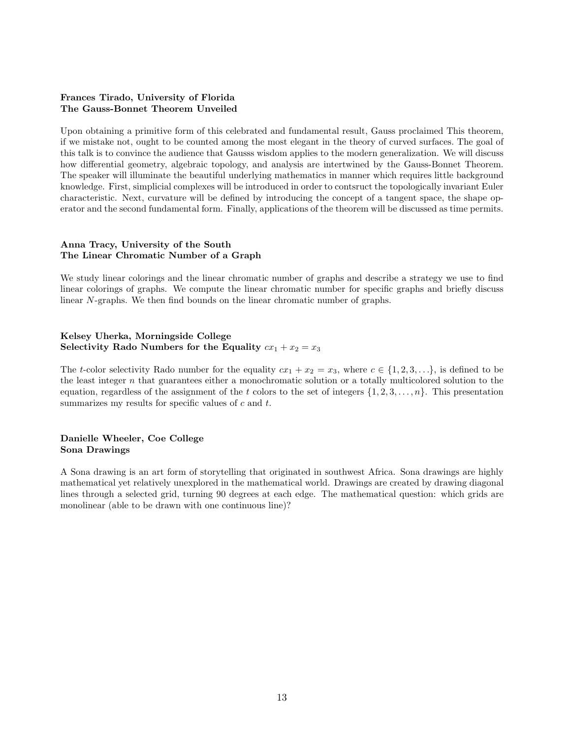**Frances Tirado, University of Florida**
**The Gauss-Bonnet Theorem Unveiled**

Upon obtaining a primitive form of this celebrated and fundamental result, Gauss proclaimed This theorem, if we mistake not, ought to be counted among the most elegant in the theory of curved surfaces. The goal of this talk is to convince the audience that Gausss wisdom applies to the modern generalization. We will discuss how differential geometry, algebraic topology, and analysis are intertwined by the Gauss-Bonnet Theorem. The speaker will illuminate the beautiful underlying mathematics in manner which requires little background knowledge. First, simplicial complexes will be introduced in order to contsruct the topologically invariant Euler characteristic. Next, curvature will be defined by introducing the concept of a tangent space, the shape operator and the second fundamental form. Finally, applications of the theorem will be discussed as time permits.

**Anna Tracy, University of the South**
**The Linear Chromatic Number of a Graph**

We study linear colorings and the linear chromatic number of graphs and describe a strategy we use to find linear colorings of graphs. We compute the linear chromatic number for specific graphs and briefly discuss linear $N$-graphs. We then find bounds on the linear chromatic number of graphs.

**Kelsey Uherka, Morningside College**
**Selectivity Rado Numbers for the Equality $cx_1 + x_2 = x_3$**

The $t$-color selectivity Rado number for the equality $cx_1 + x_2 = x_3$, where $c \in \{1, 2, 3, \ldots\}$, is defined to be the least integer $n$ that guarantees either a monochromatic solution or a totally multicolored solution to the equation, regardless of the assignment of the $t$ colors to the set of integers $\{1, 2, 3, \ldots, n\}$. This presentation summarizes my results for specific values of $c$ and $t$.

**Danielle Wheeler, Coe College**
**Sona Drawings**

A Sona drawing is an art form of storytelling that originated in southwest Africa. Sona drawings are highly mathematical yet relatively unexplored in the mathematical world. Drawings are created by drawing diagonal lines through a selected grid, turning 90 degrees at each edge. The mathematical question: which grids are monolinear (able to be drawn with one continuous line)?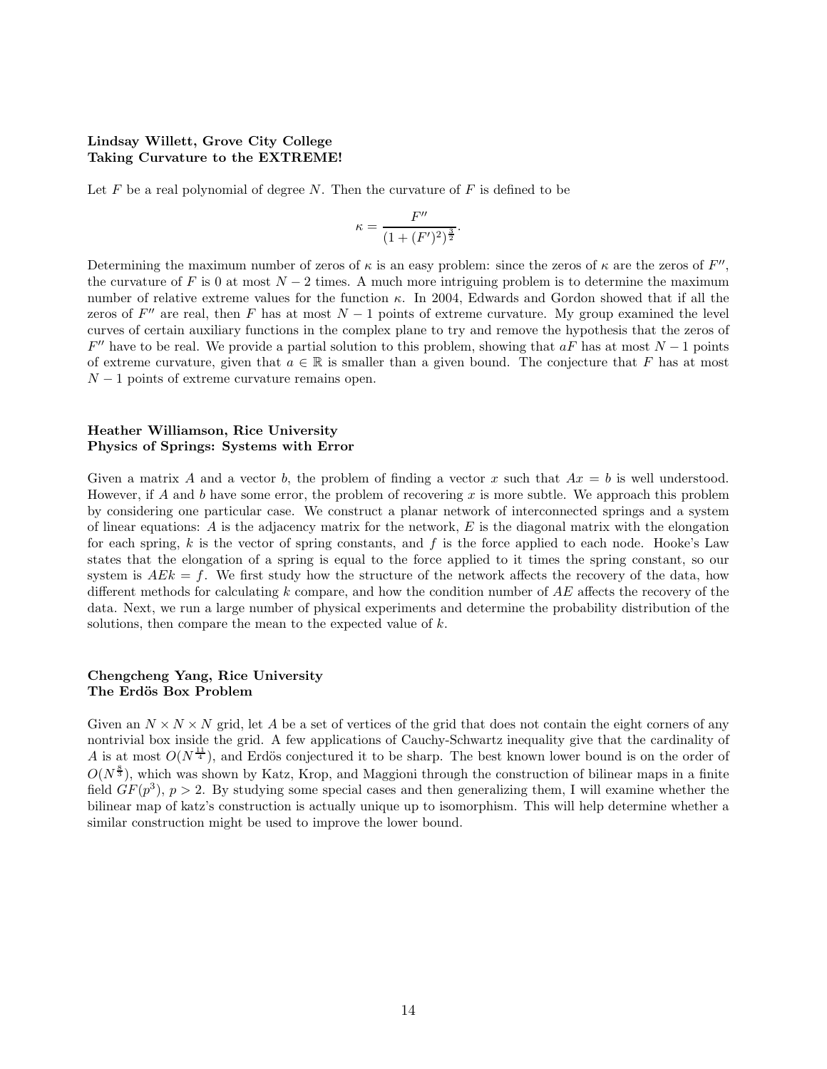**Lindsay Willett, Grove City College**
**Taking Curvature to the EXTREME!**

Let $F$ be a real polynomial of degree $N$. Then the curvature of $F$ is defined to be

$$\kappa = \frac{F''}{(1 + (F')^2)^{\frac{3}{2}}}.$$

Determining the maximum number of zeros of $\kappa$ is an easy problem: since the zeros of $\kappa$ are the zeros of $F''$, the curvature of $F$ is 0 at most $N-2$ times. A much more intriguing problem is to determine the maximum number of relative extreme values for the function $\kappa$. In 2004, Edwards and Gordon showed that if all the zeros of $F''$ are real, then $F$ has at most $N-1$ points of extreme curvature. My group examined the level curves of certain auxiliary functions in the complex plane to try and remove the hypothesis that the zeros of $F''$ have to be real. We provide a partial solution to this problem, showing that $aF$ has at most $N-1$ points of extreme curvature, given that $a \in \mathbb{R}$ is smaller than a given bound. The conjecture that $F$ has at most $N-1$ points of extreme curvature remains open.

**Heather Williamson, Rice University**
**Physics of Springs: Systems with Error**

Given a matrix $A$ and a vector $b$, the problem of finding a vector $x$ such that $Ax = b$ is well understood. However, if $A$ and $b$ have some error, the problem of recovering $x$ is more subtle. We approach this problem by considering one particular case. We construct a planar network of interconnected springs and a system of linear equations: $A$ is the adjacency matrix for the network, $E$ is the diagonal matrix with the elongation for each spring, $k$ is the vector of spring constants, and $f$ is the force applied to each node. Hooke's Law states that the elongation of a spring is equal to the force applied to it times the spring constant, so our system is $AEk = f$. We first study how the structure of the network affects the recovery of the data, how different methods for calculating $k$ compare, and how the condition number of $AE$ affects the recovery of the data. Next, we run a large number of physical experiments and determine the probability distribution of the solutions, then compare the mean to the expected value of $k$.

**Chengcheng Yang, Rice University**
**The Erdös Box Problem**

Given an $N \times N \times N$ grid, let $A$ be a set of vertices of the grid that does not contain the eight corners of any nontrivial box inside the grid. A few applications of Cauchy-Schwartz inequality give that the cardinality of $A$ is at most $O(N^{\frac{11}{4}})$, and Erdös conjectured it to be sharp. The best known lower bound is on the order of $O(N^{\frac{8}{3}})$, which was shown by Katz, Krop, and Maggioni through the construction of bilinear maps in a finite field $GF(p^3)$, $p > 2$. By studying some special cases and then generalizing them, I will examine whether the bilinear map of katz's construction is actually unique up to isomorphism. This will help determine whether a similar construction might be used to improve the lower bound.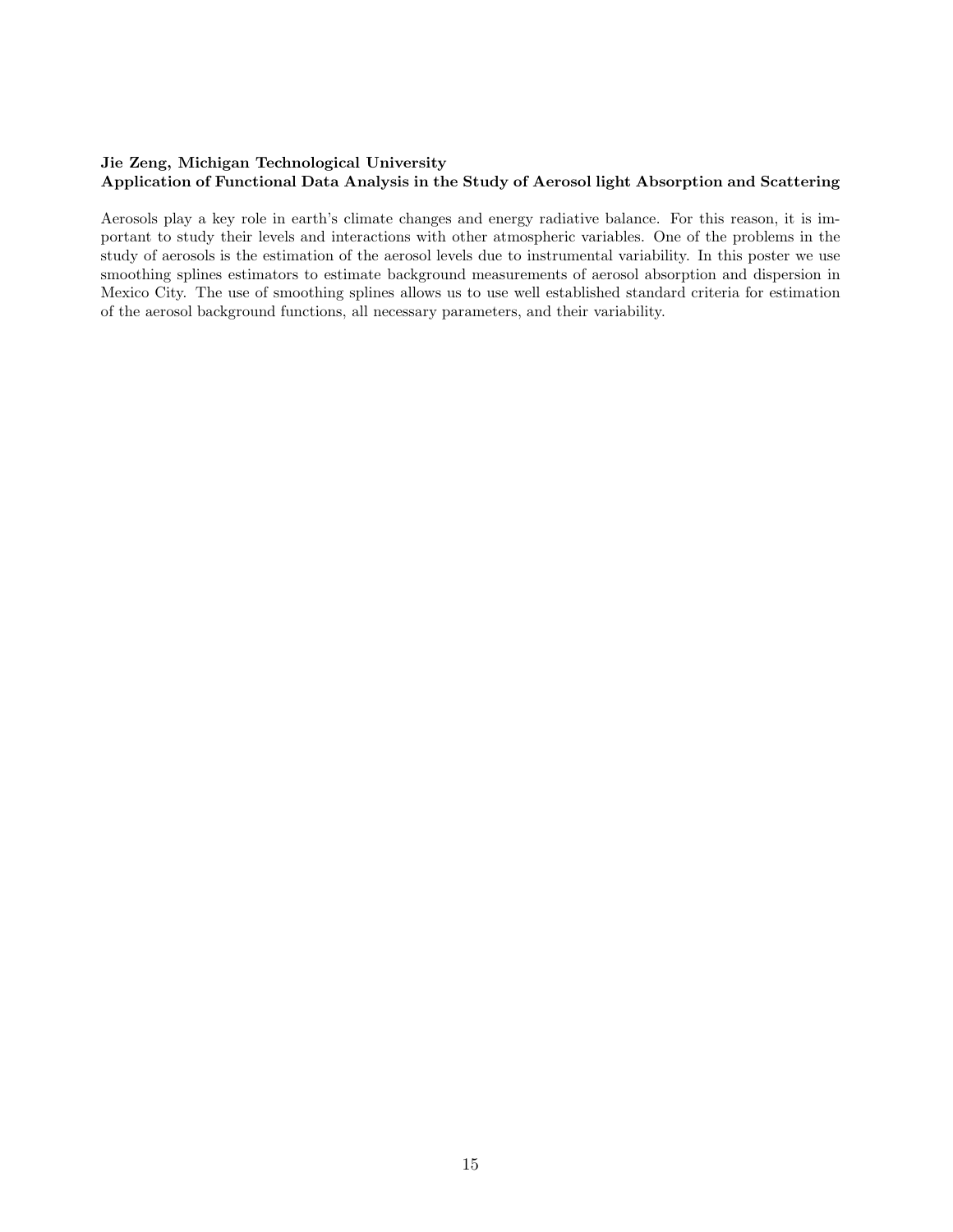**Jie Zeng, Michigan Technological University**
**Application of Functional Data Analysis in the Study of Aerosol light Absorption and Scattering**

Aerosols play a key role in earth's climate changes and energy radiative balance. For this reason, it is important to study their levels and interactions with other atmospheric variables. One of the problems in the study of aerosols is the estimation of the aerosol levels due to instrumental variability. In this poster we use smoothing splines estimators to estimate background measurements of aerosol absorption and dispersion in Mexico City. The use of smoothing splines allows us to use well established standard criteria for estimation of the aerosol background functions, all necessary parameters, and their variability.